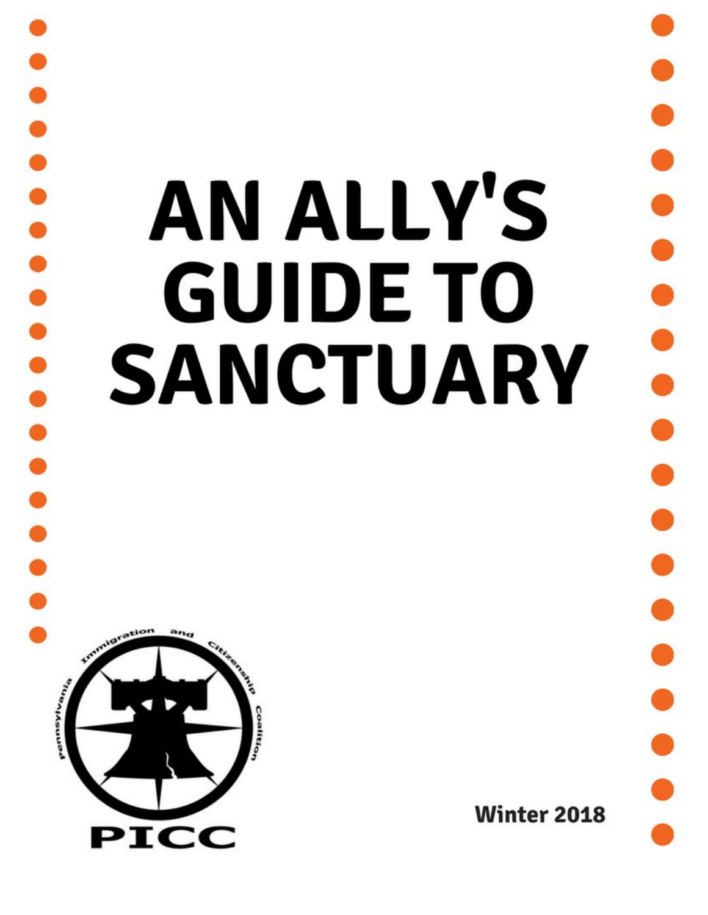# AN ALLY'S GUIDE TO SANCTUARY

Pennsylvania Immigration and Citizenship Coalition

PICC

Winter 2018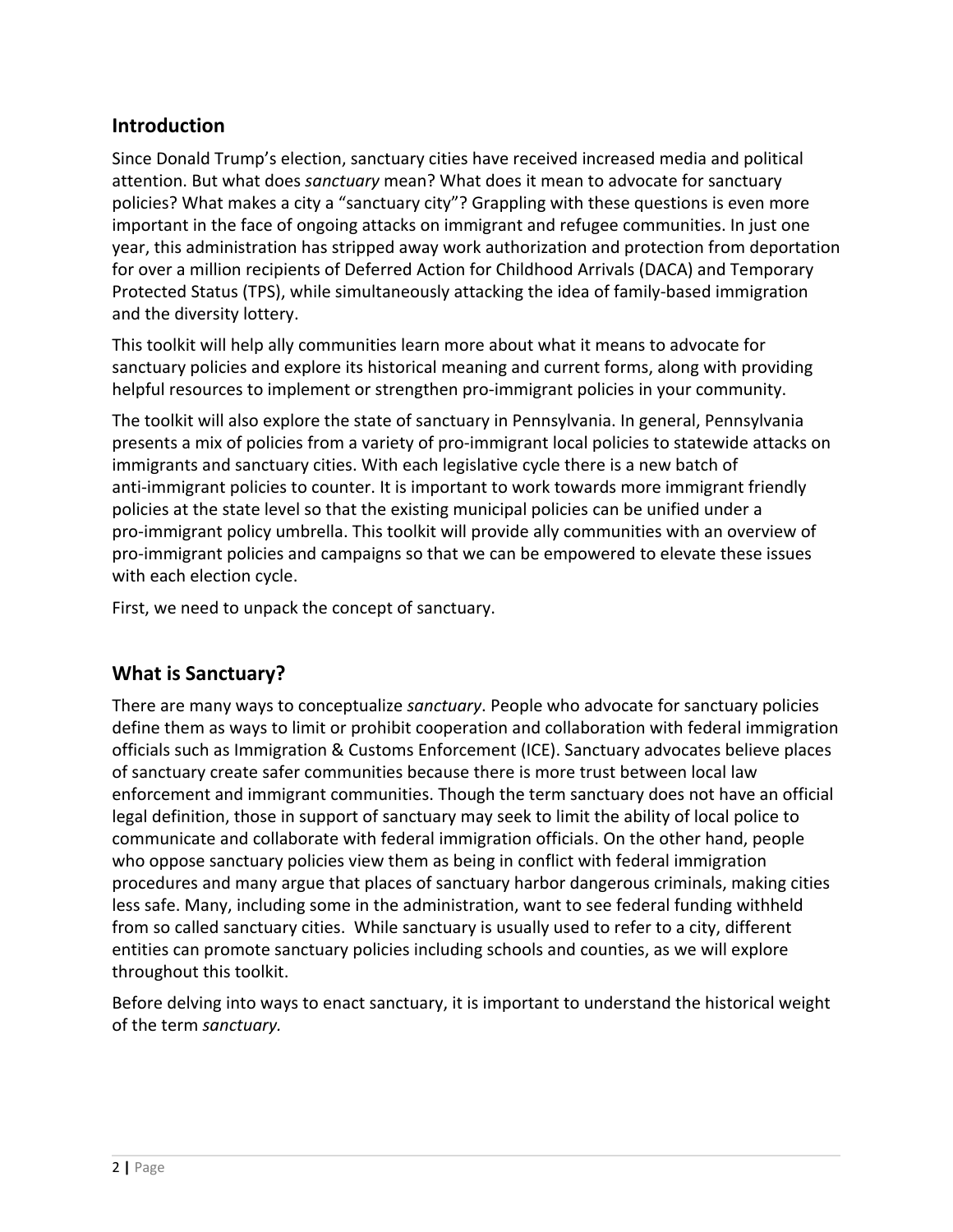## Introduction

Since Donald Trump's election, sanctuary cities have received increased media and political attention. But what does *sanctuary* mean? What does it mean to advocate for sanctuary policies? What makes a city a "sanctuary city"? Grappling with these questions is even more important in the face of ongoing attacks on immigrant and refugee communities. In just one year, this administration has stripped away work authorization and protection from deportation for over a million recipients of Deferred Action for Childhood Arrivals (DACA) and Temporary Protected Status (TPS), while simultaneously attacking the idea of family-based immigration and the diversity lottery.

This toolkit will help ally communities learn more about what it means to advocate for sanctuary policies and explore its historical meaning and current forms, along with providing helpful resources to implement or strengthen pro-immigrant policies in your community.

The toolkit will also explore the state of sanctuary in Pennsylvania. In general, Pennsylvania presents a mix of policies from a variety of pro-immigrant local policies to statewide attacks on immigrants and sanctuary cities. With each legislative cycle there is a new batch of anti-immigrant policies to counter. It is important to work towards more immigrant friendly policies at the state level so that the existing municipal policies can be unified under a pro-immigrant policy umbrella. This toolkit will provide ally communities with an overview of pro-immigrant policies and campaigns so that we can be empowered to elevate these issues with each election cycle.

First, we need to unpack the concept of sanctuary.

## What is Sanctuary?

There are many ways to conceptualize *sanctuary*. People who advocate for sanctuary policies define them as ways to limit or prohibit cooperation and collaboration with federal immigration officials such as Immigration & Customs Enforcement (ICE). Sanctuary advocates believe places of sanctuary create safer communities because there is more trust between local law enforcement and immigrant communities. Though the term sanctuary does not have an official legal definition, those in support of sanctuary may seek to limit the ability of local police to communicate and collaborate with federal immigration officials. On the other hand, people who oppose sanctuary policies view them as being in conflict with federal immigration procedures and many argue that places of sanctuary harbor dangerous criminals, making cities less safe. Many, including some in the administration, want to see federal funding withheld from so called sanctuary cities. While sanctuary is usually used to refer to a city, different entities can promote sanctuary policies including schools and counties, as we will explore throughout this toolkit.

Before delving into ways to enact sanctuary, it is important to understand the historical weight of the term *sanctuary.*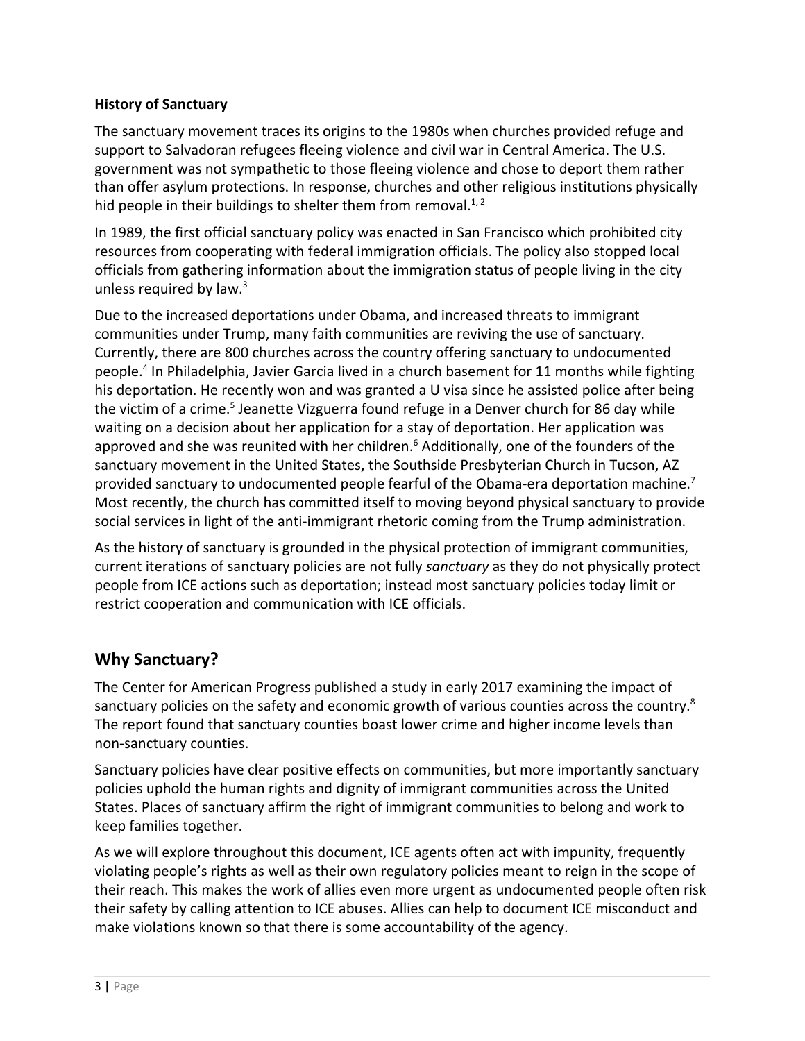**History of Sanctuary**

The sanctuary movement traces its origins to the 1980s when churches provided refuge and support to Salvadoran refugees fleeing violence and civil war in Central America. The U.S. government was not sympathetic to those fleeing violence and chose to deport them rather than offer asylum protections. In response, churches and other religious institutions physically hid people in their buildings to shelter them from removal.[1, 2]

In 1989, the first official sanctuary policy was enacted in San Francisco which prohibited city resources from cooperating with federal immigration officials. The policy also stopped local officials from gathering information about the immigration status of people living in the city unless required by law.[3]

Due to the increased deportations under Obama, and increased threats to immigrant communities under Trump, many faith communities are reviving the use of sanctuary. Currently, there are 800 churches across the country offering sanctuary to undocumented people.[4] In Philadelphia, Javier Garcia lived in a church basement for 11 months while fighting his deportation. He recently won and was granted a U visa since he assisted police after being the victim of a crime.[5] Jeanette Vizguerra found refuge in a Denver church for 86 day while waiting on a decision about her application for a stay of deportation. Her application was approved and she was reunited with her children.[6] Additionally, one of the founders of the sanctuary movement in the United States, the Southside Presbyterian Church in Tucson, AZ provided sanctuary to undocumented people fearful of the Obama-era deportation machine.[7] Most recently, the church has committed itself to moving beyond physical sanctuary to provide social services in light of the anti-immigrant rhetoric coming from the Trump administration.

As the history of sanctuary is grounded in the physical protection of immigrant communities, current iterations of sanctuary policies are not fully *sanctuary* as they do not physically protect people from ICE actions such as deportation; instead most sanctuary policies today limit or restrict cooperation and communication with ICE officials.

## Why Sanctuary?

The Center for American Progress published a study in early 2017 examining the impact of sanctuary policies on the safety and economic growth of various counties across the country.[8] The report found that sanctuary counties boast lower crime and higher income levels than non-sanctuary counties.

Sanctuary policies have clear positive effects on communities, but more importantly sanctuary policies uphold the human rights and dignity of immigrant communities across the United States. Places of sanctuary affirm the right of immigrant communities to belong and work to keep families together.

As we will explore throughout this document, ICE agents often act with impunity, frequently violating people's rights as well as their own regulatory policies meant to reign in the scope of their reach. This makes the work of allies even more urgent as undocumented people often risk their safety by calling attention to ICE abuses. Allies can help to document ICE misconduct and make violations known so that there is some accountability of the agency.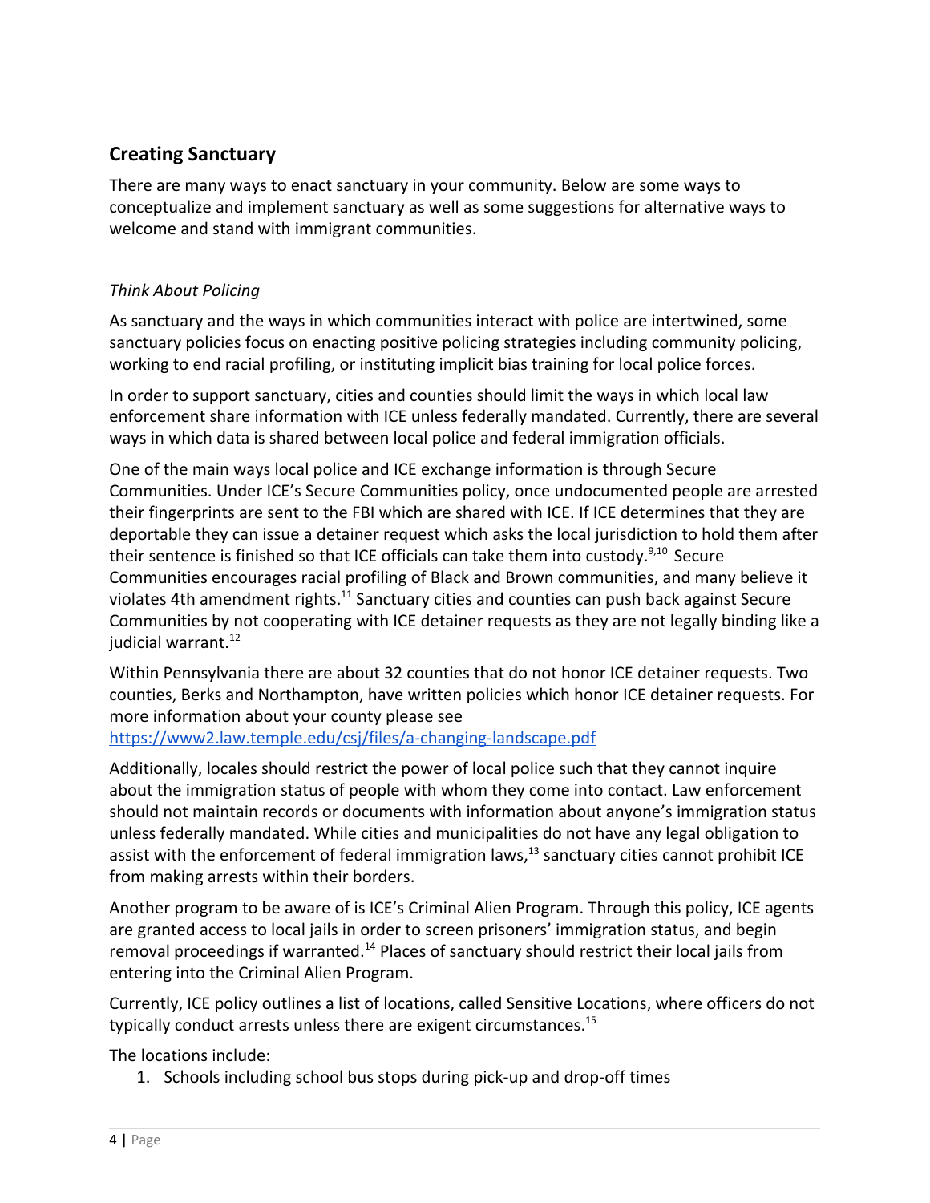## Creating Sanctuary

There are many ways to enact sanctuary in your community. Below are some ways to conceptualize and implement sanctuary as well as some suggestions for alternative ways to welcome and stand with immigrant communities.

*Think About Policing*

As sanctuary and the ways in which communities interact with police are intertwined, some sanctuary policies focus on enacting positive policing strategies including community policing, working to end racial profiling, or instituting implicit bias training for local police forces.

In order to support sanctuary, cities and counties should limit the ways in which local law enforcement share information with ICE unless federally mandated. Currently, there are several ways in which data is shared between local police and federal immigration officials.

One of the main ways local police and ICE exchange information is through Secure Communities. Under ICE's Secure Communities policy, once undocumented people are arrested their fingerprints are sent to the FBI which are shared with ICE. If ICE determines that they are deportable they can issue a detainer request which asks the local jurisdiction to hold them after their sentence is finished so that ICE officials can take them into custody.[9,10] Secure Communities encourages racial profiling of Black and Brown communities, and many believe it violates 4th amendment rights.[11] Sanctuary cities and counties can push back against Secure Communities by not cooperating with ICE detainer requests as they are not legally binding like a judicial warrant.[12]

Within Pennsylvania there are about 32 counties that do not honor ICE detainer requests. Two counties, Berks and Northampton, have written policies which honor ICE detainer requests. For more information about your county please see https://www2.law.temple.edu/csj/files/a-changing-landscape.pdf

Additionally, locales should restrict the power of local police such that they cannot inquire about the immigration status of people with whom they come into contact. Law enforcement should not maintain records or documents with information about anyone's immigration status unless federally mandated. While cities and municipalities do not have any legal obligation to assist with the enforcement of federal immigration laws,[13] sanctuary cities cannot prohibit ICE from making arrests within their borders.

Another program to be aware of is ICE's Criminal Alien Program. Through this policy, ICE agents are granted access to local jails in order to screen prisoners' immigration status, and begin removal proceedings if warranted.[14] Places of sanctuary should restrict their local jails from entering into the Criminal Alien Program.

Currently, ICE policy outlines a list of locations, called Sensitive Locations, where officers do not typically conduct arrests unless there are exigent circumstances.[15]

The locations include:

1. Schools including school bus stops during pick-up and drop-off times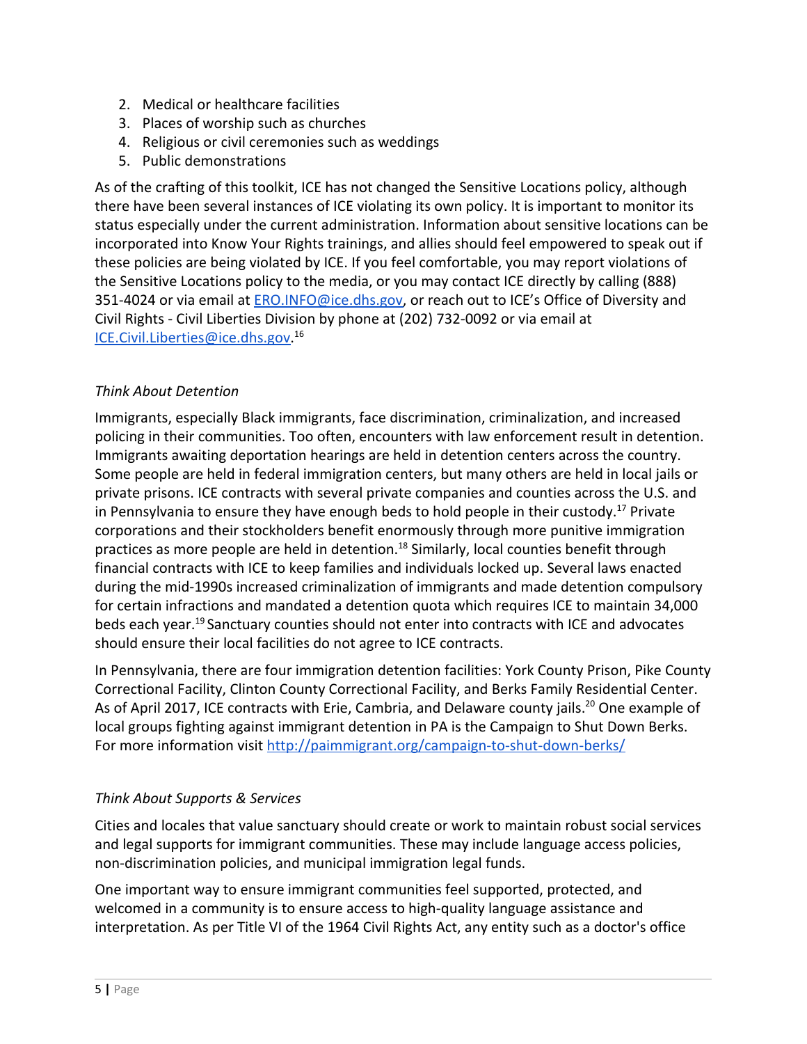2. Medical or healthcare facilities
3. Places of worship such as churches
4. Religious or civil ceremonies such as weddings
5. Public demonstrations

As of the crafting of this toolkit, ICE has not changed the Sensitive Locations policy, although there have been several instances of ICE violating its own policy. It is important to monitor its status especially under the current administration. Information about sensitive locations can be incorporated into Know Your Rights trainings, and allies should feel empowered to speak out if these policies are being violated by ICE. If you feel comfortable, you may report violations of the Sensitive Locations policy to the media, or you may contact ICE directly by calling (888) 351-4024 or via email at ERO.INFO@ice.dhs.gov, or reach out to ICE's Office of Diversity and Civil Rights - Civil Liberties Division by phone at (202) 732-0092 or via email at ICE.Civil.Liberties@ice.dhs.gov.[16]

*Think About Detention*

Immigrants, especially Black immigrants, face discrimination, criminalization, and increased policing in their communities. Too often, encounters with law enforcement result in detention. Immigrants awaiting deportation hearings are held in detention centers across the country. Some people are held in federal immigration centers, but many others are held in local jails or private prisons. ICE contracts with several private companies and counties across the U.S. and in Pennsylvania to ensure they have enough beds to hold people in their custody.[17] Private corporations and their stockholders benefit enormously through more punitive immigration practices as more people are held in detention.[18] Similarly, local counties benefit through financial contracts with ICE to keep families and individuals locked up. Several laws enacted during the mid-1990s increased criminalization of immigrants and made detention compulsory for certain infractions and mandated a detention quota which requires ICE to maintain 34,000 beds each year.[19] Sanctuary counties should not enter into contracts with ICE and advocates should ensure their local facilities do not agree to ICE contracts.

In Pennsylvania, there are four immigration detention facilities: York County Prison, Pike County Correctional Facility, Clinton County Correctional Facility, and Berks Family Residential Center. As of April 2017, ICE contracts with Erie, Cambria, and Delaware county jails.[20] One example of local groups fighting against immigrant detention in PA is the Campaign to Shut Down Berks. For more information visit http://paimmigrant.org/campaign-to-shut-down-berks/

*Think About Supports & Services*

Cities and locales that value sanctuary should create or work to maintain robust social services and legal supports for immigrant communities. These may include language access policies, non-discrimination policies, and municipal immigration legal funds.

One important way to ensure immigrant communities feel supported, protected, and welcomed in a community is to ensure access to high-quality language assistance and interpretation. As per Title VI of the 1964 Civil Rights Act, any entity such as a doctor's office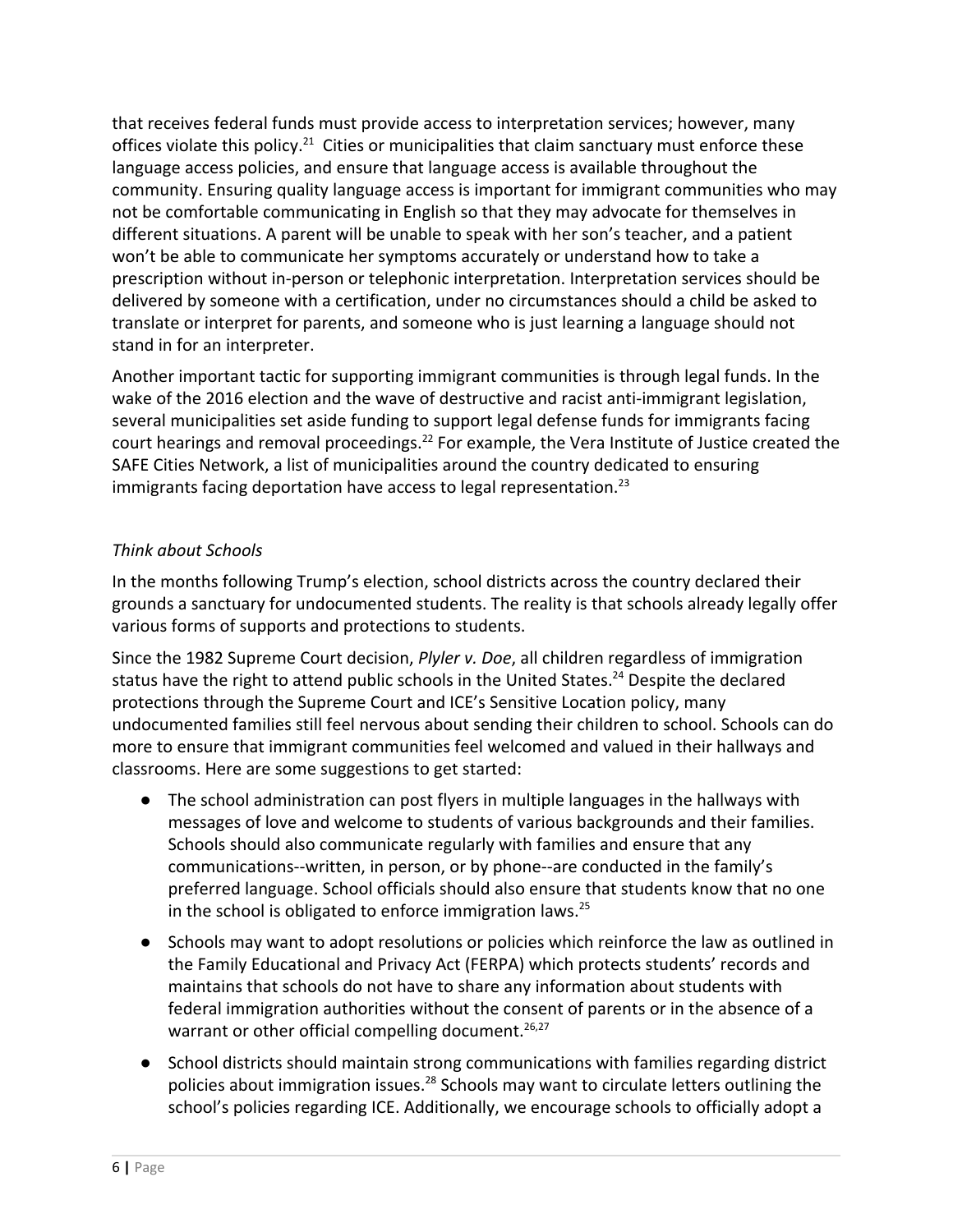that receives federal funds must provide access to interpretation services; however, many offices violate this policy.[21] Cities or municipalities that claim sanctuary must enforce these language access policies, and ensure that language access is available throughout the community. Ensuring quality language access is important for immigrant communities who may not be comfortable communicating in English so that they may advocate for themselves in different situations. A parent will be unable to speak with her son's teacher, and a patient won't be able to communicate her symptoms accurately or understand how to take a prescription without in-person or telephonic interpretation. Interpretation services should be delivered by someone with a certification, under no circumstances should a child be asked to translate or interpret for parents, and someone who is just learning a language should not stand in for an interpreter.

Another important tactic for supporting immigrant communities is through legal funds. In the wake of the 2016 election and the wave of destructive and racist anti-immigrant legislation, several municipalities set aside funding to support legal defense funds for immigrants facing court hearings and removal proceedings.[22] For example, the Vera Institute of Justice created the SAFE Cities Network, a list of municipalities around the country dedicated to ensuring immigrants facing deportation have access to legal representation.[23]

### *Think about Schools*

In the months following Trump's election, school districts across the country declared their grounds a sanctuary for undocumented students. The reality is that schools already legally offer various forms of supports and protections to students.

Since the 1982 Supreme Court decision, *Plyler v. Doe*, all children regardless of immigration status have the right to attend public schools in the United States.[24] Despite the declared protections through the Supreme Court and ICE's Sensitive Location policy, many undocumented families still feel nervous about sending their children to school. Schools can do more to ensure that immigrant communities feel welcomed and valued in their hallways and classrooms. Here are some suggestions to get started:

- The school administration can post flyers in multiple languages in the hallways with messages of love and welcome to students of various backgrounds and their families. Schools should also communicate regularly with families and ensure that any communications--written, in person, or by phone--are conducted in the family's preferred language. School officials should also ensure that students know that no one in the school is obligated to enforce immigration laws.[25]
- Schools may want to adopt resolutions or policies which reinforce the law as outlined in the Family Educational and Privacy Act (FERPA) which protects students' records and maintains that schools do not have to share any information about students with federal immigration authorities without the consent of parents or in the absence of a warrant or other official compelling document.[26,27]
- School districts should maintain strong communications with families regarding district policies about immigration issues.[28] Schools may want to circulate letters outlining the school's policies regarding ICE. Additionally, we encourage schools to officially adopt a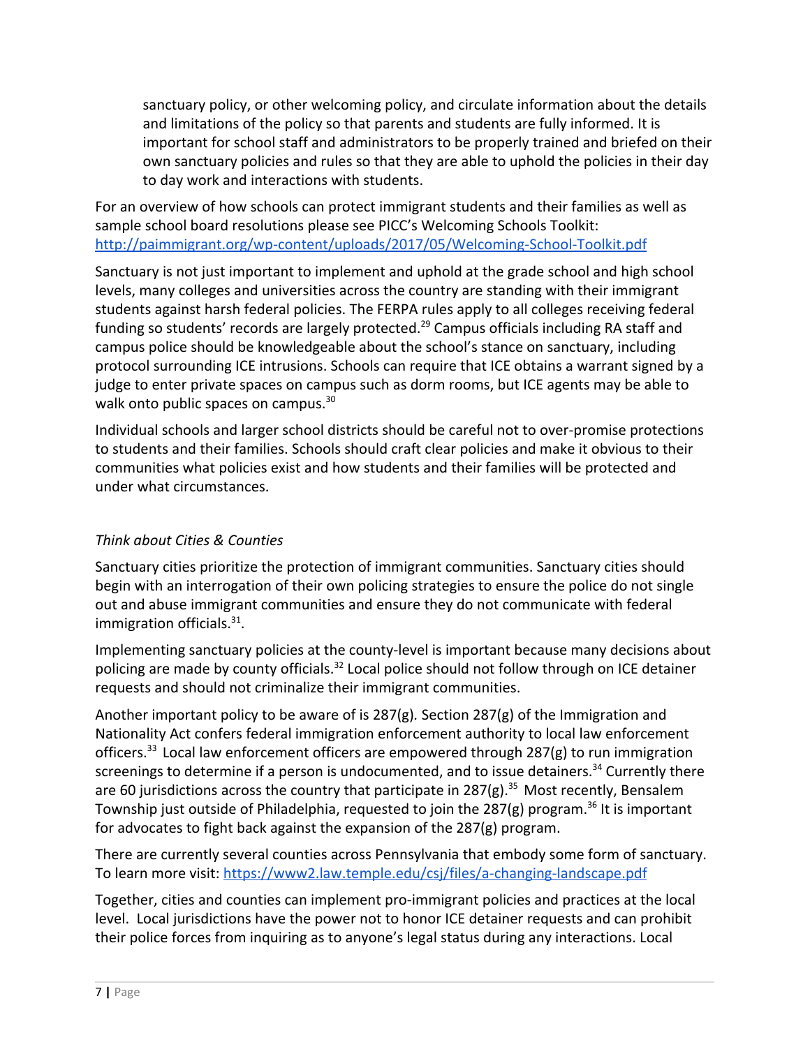sanctuary policy, or other welcoming policy, and circulate information about the details and limitations of the policy so that parents and students are fully informed. It is important for school staff and administrators to be properly trained and briefed on their own sanctuary policies and rules so that they are able to uphold the policies in their day to day work and interactions with students.

For an overview of how schools can protect immigrant students and their families as well as sample school board resolutions please see PICC's Welcoming Schools Toolkit: http://paimmigrant.org/wp-content/uploads/2017/05/Welcoming-School-Toolkit.pdf

Sanctuary is not just important to implement and uphold at the grade school and high school levels, many colleges and universities across the country are standing with their immigrant students against harsh federal policies. The FERPA rules apply to all colleges receiving federal funding so students' records are largely protected.[29] Campus officials including RA staff and campus police should be knowledgeable about the school's stance on sanctuary, including protocol surrounding ICE intrusions. Schools can require that ICE obtains a warrant signed by a judge to enter private spaces on campus such as dorm rooms, but ICE agents may be able to walk onto public spaces on campus.[30]

Individual schools and larger school districts should be careful not to over-promise protections to students and their families. Schools should craft clear policies and make it obvious to their communities what policies exist and how students and their families will be protected and under what circumstances.

### *Think about Cities & Counties*

Sanctuary cities prioritize the protection of immigrant communities. Sanctuary cities should begin with an interrogation of their own policing strategies to ensure the police do not single out and abuse immigrant communities and ensure they do not communicate with federal immigration officials.[31].

Implementing sanctuary policies at the county-level is important because many decisions about policing are made by county officials.[32] Local police should not follow through on ICE detainer requests and should not criminalize their immigrant communities.

Another important policy to be aware of is 287(g). Section 287(g) of the Immigration and Nationality Act confers federal immigration enforcement authority to local law enforcement officers.[33] Local law enforcement officers are empowered through 287(g) to run immigration screenings to determine if a person is undocumented, and to issue detainers.[34] Currently there are 60 jurisdictions across the country that participate in 287(g).[35] Most recently, Bensalem Township just outside of Philadelphia, requested to join the 287(g) program.[36] It is important for advocates to fight back against the expansion of the 287(g) program.

There are currently several counties across Pennsylvania that embody some form of sanctuary. To learn more visit: https://www2.law.temple.edu/csj/files/a-changing-landscape.pdf

Together, cities and counties can implement pro-immigrant policies and practices at the local level. Local jurisdictions have the power not to honor ICE detainer requests and can prohibit their police forces from inquiring as to anyone's legal status during any interactions. Local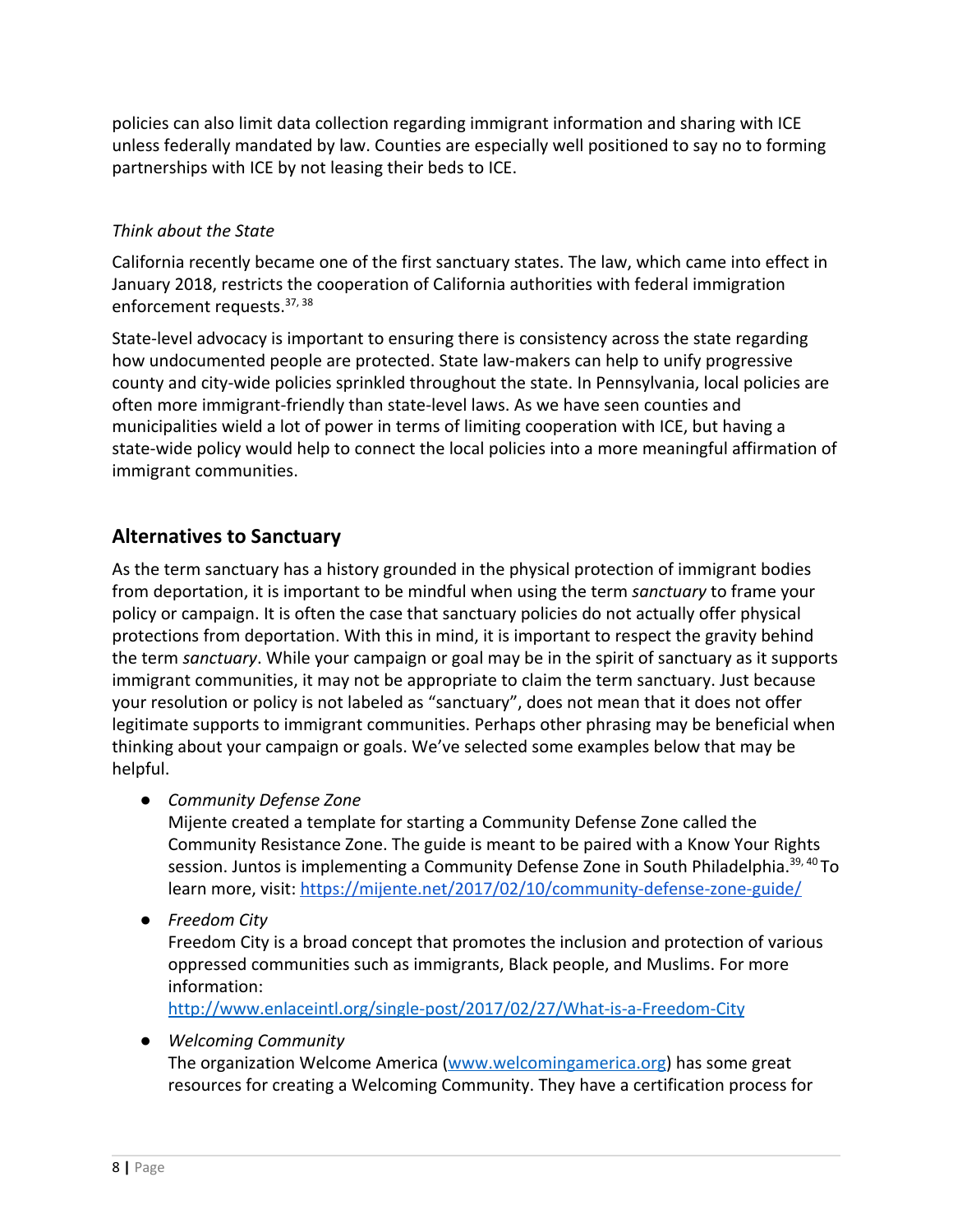policies can also limit data collection regarding immigrant information and sharing with ICE unless federally mandated by law. Counties are especially well positioned to say no to forming partnerships with ICE by not leasing their beds to ICE.

*Think about the State*

California recently became one of the first sanctuary states. The law, which came into effect in January 2018, restricts the cooperation of California authorities with federal immigration enforcement requests.[37, 38]

State-level advocacy is important to ensuring there is consistency across the state regarding how undocumented people are protected. State law-makers can help to unify progressive county and city-wide policies sprinkled throughout the state. In Pennsylvania, local policies are often more immigrant-friendly than state-level laws. As we have seen counties and municipalities wield a lot of power in terms of limiting cooperation with ICE, but having a state-wide policy would help to connect the local policies into a more meaningful affirmation of immigrant communities.

## Alternatives to Sanctuary

As the term sanctuary has a history grounded in the physical protection of immigrant bodies from deportation, it is important to be mindful when using the term *sanctuary* to frame your policy or campaign. It is often the case that sanctuary policies do not actually offer physical protections from deportation. With this in mind, it is important to respect the gravity behind the term *sanctuary*. While your campaign or goal may be in the spirit of sanctuary as it supports immigrant communities, it may not be appropriate to claim the term sanctuary. Just because your resolution or policy is not labeled as "sanctuary", does not mean that it does not offer legitimate supports to immigrant communities. Perhaps other phrasing may be beneficial when thinking about your campaign or goals. We've selected some examples below that may be helpful.

- *Community Defense Zone*
  Mijente created a template for starting a Community Defense Zone called the Community Resistance Zone. The guide is meant to be paired with a Know Your Rights session. Juntos is implementing a Community Defense Zone in South Philadelphia.[39, 40] To learn more, visit: https://mijente.net/2017/02/10/community-defense-zone-guide/
- *Freedom City*
  Freedom City is a broad concept that promotes the inclusion and protection of various oppressed communities such as immigrants, Black people, and Muslims. For more information:
  http://www.enlaceintl.org/single-post/2017/02/27/What-is-a-Freedom-City
- *Welcoming Community*
  The organization Welcome America (www.welcomingamerica.org) has some great resources for creating a Welcoming Community. They have a certification process for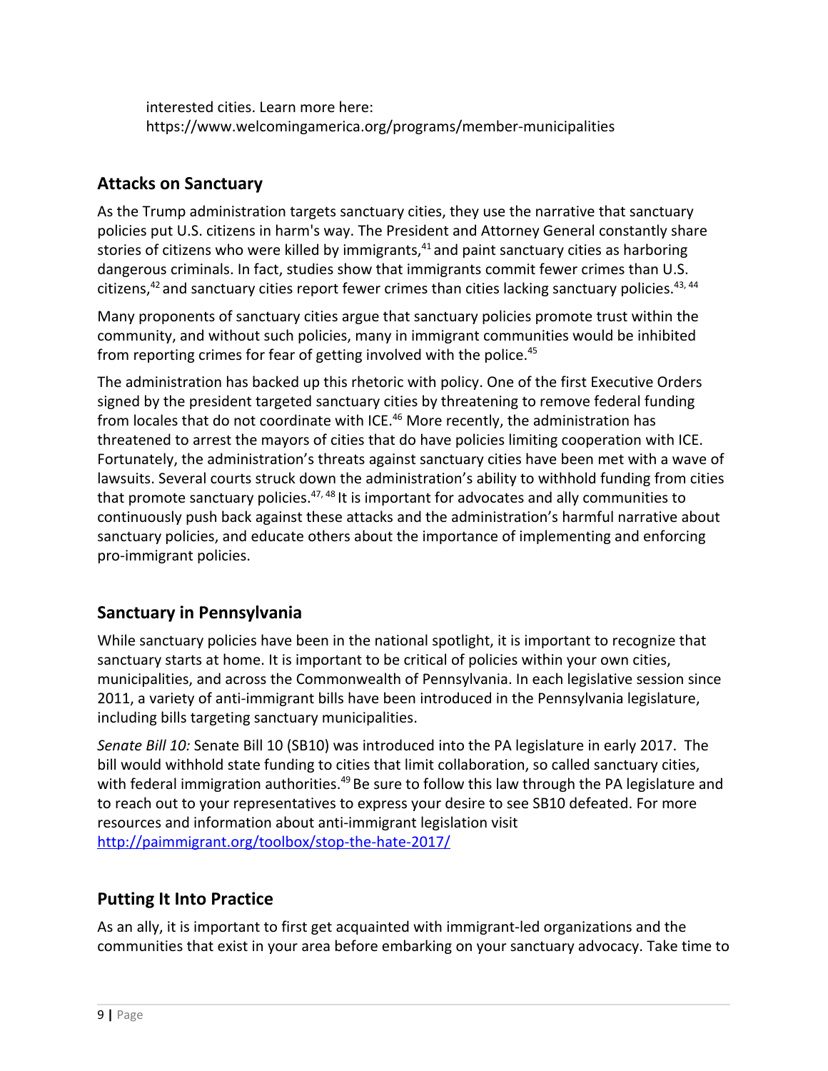interested cities. Learn more here: https://www.welcomingamerica.org/programs/member-municipalities

## Attacks on Sanctuary

As the Trump administration targets sanctuary cities, they use the narrative that sanctuary policies put U.S. citizens in harm's way. The President and Attorney General constantly share stories of citizens who were killed by immigrants,[41] and paint sanctuary cities as harboring dangerous criminals. In fact, studies show that immigrants commit fewer crimes than U.S. citizens,[42] and sanctuary cities report fewer crimes than cities lacking sanctuary policies.[43, 44]

Many proponents of sanctuary cities argue that sanctuary policies promote trust within the community, and without such policies, many in immigrant communities would be inhibited from reporting crimes for fear of getting involved with the police.[45]

The administration has backed up this rhetoric with policy. One of the first Executive Orders signed by the president targeted sanctuary cities by threatening to remove federal funding from locales that do not coordinate with ICE.[46] More recently, the administration has threatened to arrest the mayors of cities that do have policies limiting cooperation with ICE. Fortunately, the administration's threats against sanctuary cities have been met with a wave of lawsuits. Several courts struck down the administration's ability to withhold funding from cities that promote sanctuary policies.[47, 48] It is important for advocates and ally communities to continuously push back against these attacks and the administration's harmful narrative about sanctuary policies, and educate others about the importance of implementing and enforcing pro-immigrant policies.

## Sanctuary in Pennsylvania

While sanctuary policies have been in the national spotlight, it is important to recognize that sanctuary starts at home. It is important to be critical of policies within your own cities, municipalities, and across the Commonwealth of Pennsylvania. In each legislative session since 2011, a variety of anti-immigrant bills have been introduced in the Pennsylvania legislature, including bills targeting sanctuary municipalities.

*Senate Bill 10:* Senate Bill 10 (SB10) was introduced into the PA legislature in early 2017. The bill would withhold state funding to cities that limit collaboration, so called sanctuary cities, with federal immigration authorities.[49] Be sure to follow this law through the PA legislature and to reach out to your representatives to express your desire to see SB10 defeated. For more resources and information about anti-immigrant legislation visit http://paimmigrant.org/toolbox/stop-the-hate-2017/

## Putting It Into Practice

As an ally, it is important to first get acquainted with immigrant-led organizations and the communities that exist in your area before embarking on your sanctuary advocacy. Take time to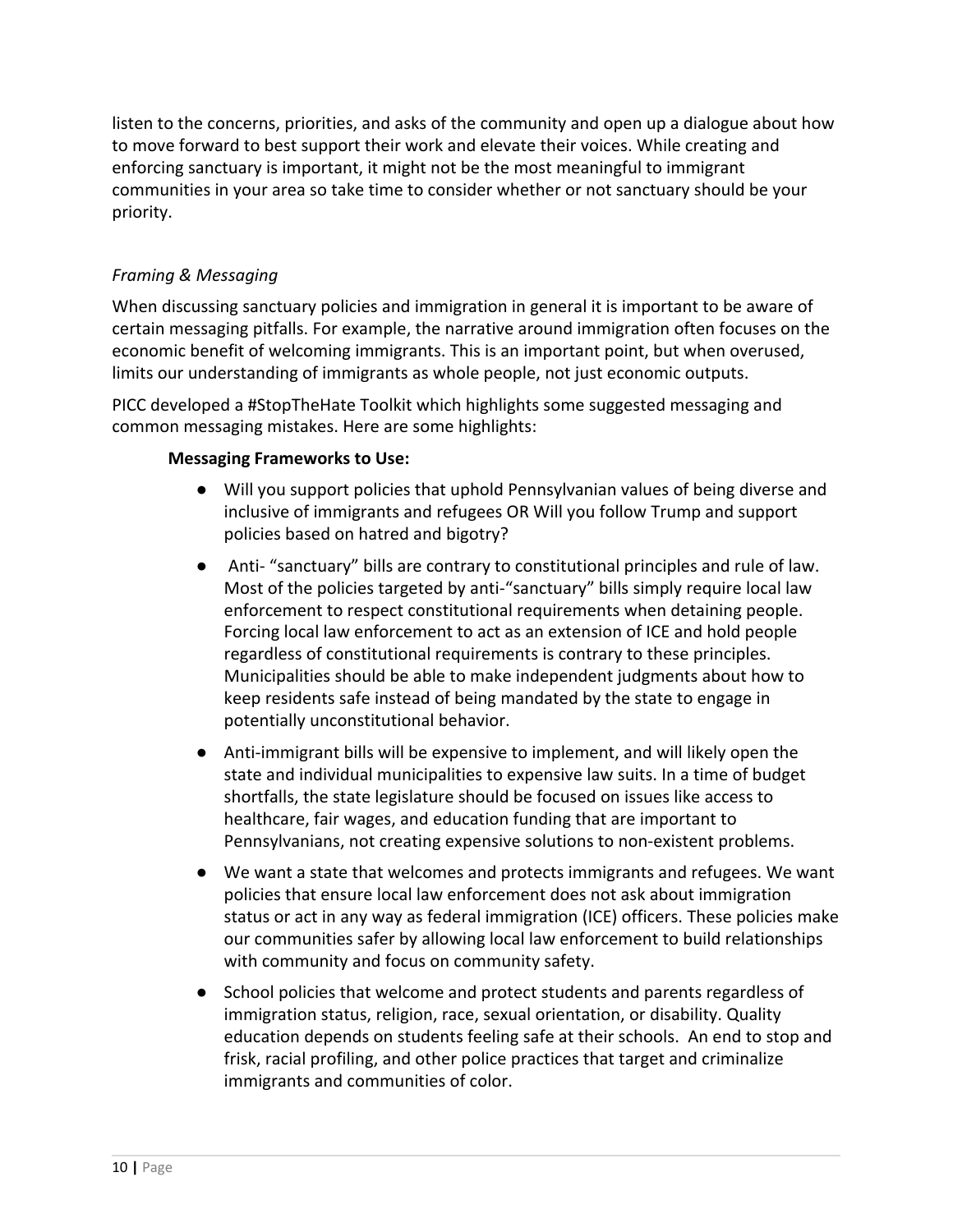listen to the concerns, priorities, and asks of the community and open up a dialogue about how to move forward to best support their work and elevate their voices. While creating and enforcing sanctuary is important, it might not be the most meaningful to immigrant communities in your area so take time to consider whether or not sanctuary should be your priority.

*Framing & Messaging*

When discussing sanctuary policies and immigration in general it is important to be aware of certain messaging pitfalls. For example, the narrative around immigration often focuses on the economic benefit of welcoming immigrants. This is an important point, but when overused, limits our understanding of immigrants as whole people, not just economic outputs.

PICC developed a #StopTheHate Toolkit which highlights some suggested messaging and common messaging mistakes. Here are some highlights:

**Messaging Frameworks to Use:**

- Will you support policies that uphold Pennsylvanian values of being diverse and inclusive of immigrants and refugees OR Will you follow Trump and support policies based on hatred and bigotry?
- Anti- "sanctuary" bills are contrary to constitutional principles and rule of law. Most of the policies targeted by anti-"sanctuary" bills simply require local law enforcement to respect constitutional requirements when detaining people. Forcing local law enforcement to act as an extension of ICE and hold people regardless of constitutional requirements is contrary to these principles. Municipalities should be able to make independent judgments about how to keep residents safe instead of being mandated by the state to engage in potentially unconstitutional behavior.
- Anti-immigrant bills will be expensive to implement, and will likely open the state and individual municipalities to expensive law suits. In a time of budget shortfalls, the state legislature should be focused on issues like access to healthcare, fair wages, and education funding that are important to Pennsylvanians, not creating expensive solutions to non-existent problems.
- We want a state that welcomes and protects immigrants and refugees. We want policies that ensure local law enforcement does not ask about immigration status or act in any way as federal immigration (ICE) officers. These policies make our communities safer by allowing local law enforcement to build relationships with community and focus on community safety.
- School policies that welcome and protect students and parents regardless of immigration status, religion, race, sexual orientation, or disability. Quality education depends on students feeling safe at their schools. An end to stop and frisk, racial profiling, and other police practices that target and criminalize immigrants and communities of color.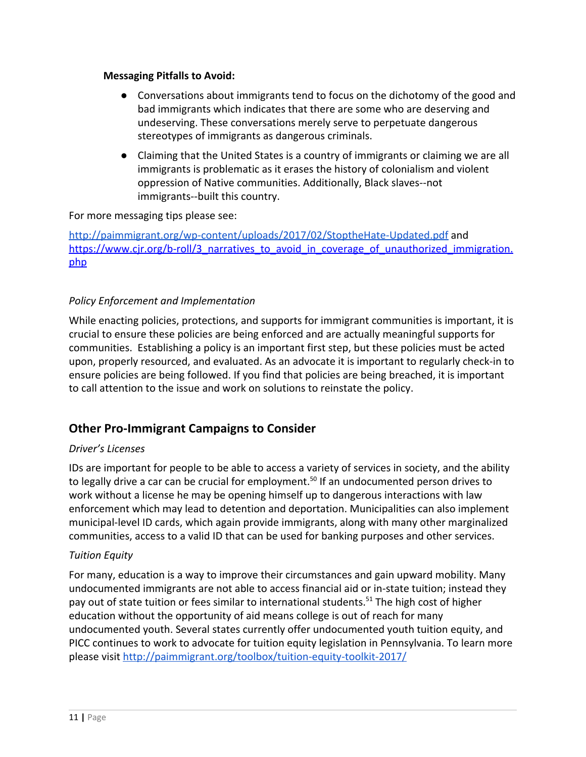**Messaging Pitfalls to Avoid:**

- Conversations about immigrants tend to focus on the dichotomy of the good and bad immigrants which indicates that there are some who are deserving and undeserving. These conversations merely serve to perpetuate dangerous stereotypes of immigrants as dangerous criminals.
- Claiming that the United States is a country of immigrants or claiming we are all immigrants is problematic as it erases the history of colonialism and violent oppression of Native communities. Additionally, Black slaves--not immigrants--built this country.

For more messaging tips please see:

http://paimmigrant.org/wp-content/uploads/2017/02/StoptheHate-Updated.pdf and https://www.cjr.org/b-roll/3_narratives_to_avoid_in_coverage_of_unauthorized_immigration.php

*Policy Enforcement and Implementation*

While enacting policies, protections, and supports for immigrant communities is important, it is crucial to ensure these policies are being enforced and are actually meaningful supports for communities. Establishing a policy is an important first step, but these policies must be acted upon, properly resourced, and evaluated. As an advocate it is important to regularly check-in to ensure policies are being followed. If you find that policies are being breached, it is important to call attention to the issue and work on solutions to reinstate the policy.

## Other Pro-Immigrant Campaigns to Consider

*Driver's Licenses*

IDs are important for people to be able to access a variety of services in society, and the ability to legally drive a car can be crucial for employment.[50] If an undocumented person drives to work without a license he may be opening himself up to dangerous interactions with law enforcement which may lead to detention and deportation. Municipalities can also implement municipal-level ID cards, which again provide immigrants, along with many other marginalized communities, access to a valid ID that can be used for banking purposes and other services.

*Tuition Equity*

For many, education is a way to improve their circumstances and gain upward mobility. Many undocumented immigrants are not able to access financial aid or in-state tuition; instead they pay out of state tuition or fees similar to international students.[51] The high cost of higher education without the opportunity of aid means college is out of reach for many undocumented youth. Several states currently offer undocumented youth tuition equity, and PICC continues to work to advocate for tuition equity legislation in Pennsylvania. To learn more please visit http://paimmigrant.org/toolbox/tuition-equity-toolkit-2017/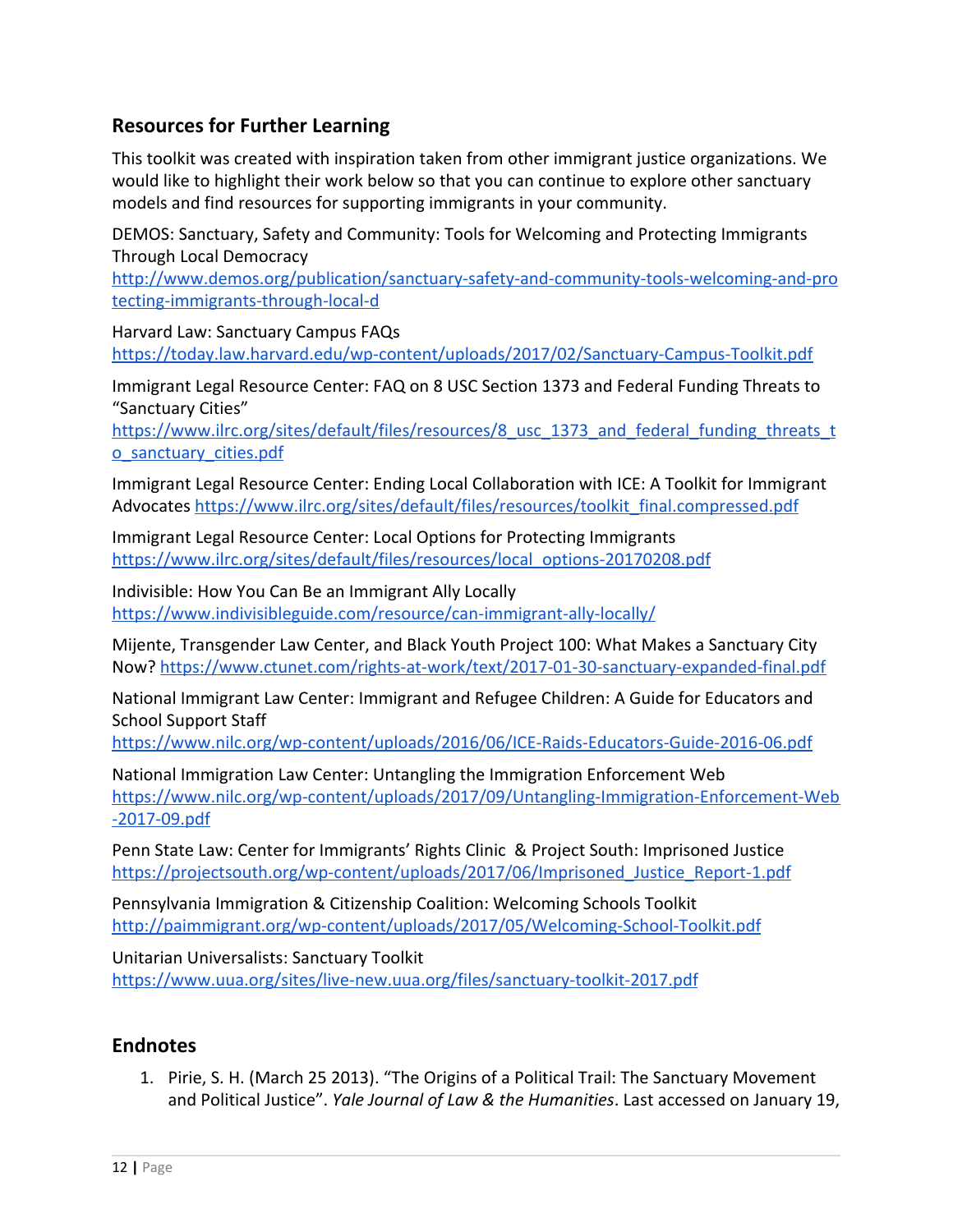## Resources for Further Learning

This toolkit was created with inspiration taken from other immigrant justice organizations. We would like to highlight their work below so that you can continue to explore other sanctuary models and find resources for supporting immigrants in your community.

DEMOS: Sanctuary, Safety and Community: Tools for Welcoming and Protecting Immigrants Through Local Democracy
http://www.demos.org/publication/sanctuary-safety-and-community-tools-welcoming-and-protecting-immigrants-through-local-d

Harvard Law: Sanctuary Campus FAQs
https://today.law.harvard.edu/wp-content/uploads/2017/02/Sanctuary-Campus-Toolkit.pdf

Immigrant Legal Resource Center: FAQ on 8 USC Section 1373 and Federal Funding Threats to "Sanctuary Cities"
https://www.ilrc.org/sites/default/files/resources/8_usc_1373_and_federal_funding_threats_to_sanctuary_cities.pdf

Immigrant Legal Resource Center: Ending Local Collaboration with ICE: A Toolkit for Immigrant Advocates https://www.ilrc.org/sites/default/files/resources/toolkit_final.compressed.pdf

Immigrant Legal Resource Center: Local Options for Protecting Immigrants
https://www.ilrc.org/sites/default/files/resources/local_options-20170208.pdf

Indivisible: How You Can Be an Immigrant Ally Locally
https://www.indivisibleguide.com/resource/can-immigrant-ally-locally/

Mijente, Transgender Law Center, and Black Youth Project 100: What Makes a Sanctuary City Now? https://www.ctunet.com/rights-at-work/text/2017-01-30-sanctuary-expanded-final.pdf

National Immigrant Law Center: Immigrant and Refugee Children: A Guide for Educators and School Support Staff
https://www.nilc.org/wp-content/uploads/2016/06/ICE-Raids-Educators-Guide-2016-06.pdf

National Immigration Law Center: Untangling the Immigration Enforcement Web
https://www.nilc.org/wp-content/uploads/2017/09/Untangling-Immigration-Enforcement-Web-2017-09.pdf

Penn State Law: Center for Immigrants' Rights Clinic & Project South: Imprisoned Justice
https://projectsouth.org/wp-content/uploads/2017/06/Imprisoned_Justice_Report-1.pdf

Pennsylvania Immigration & Citizenship Coalition: Welcoming Schools Toolkit
http://paimmigrant.org/wp-content/uploads/2017/05/Welcoming-School-Toolkit.pdf

Unitarian Universalists: Sanctuary Toolkit
https://www.uua.org/sites/live-new.uua.org/files/sanctuary-toolkit-2017.pdf

## Endnotes

1. Pirie, S. H. (March 25 2013). "The Origins of a Political Trail: The Sanctuary Movement and Political Justice". *Yale Journal of Law & the Humanities*. Last accessed on January 19,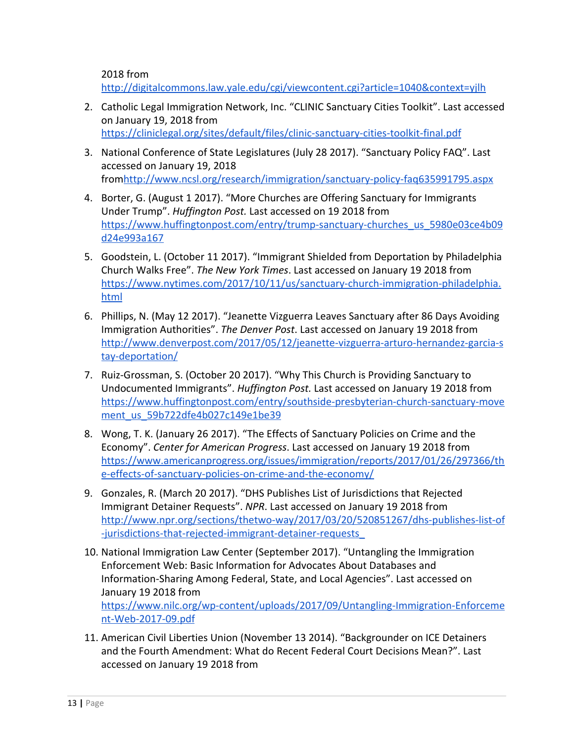2018 from http://digitalcommons.law.yale.edu/cgi/viewcontent.cgi?article=1040&context=yjlh

2. Catholic Legal Immigration Network, Inc. "CLINIC Sanctuary Cities Toolkit". Last accessed on January 19, 2018 from https://cliniclegal.org/sites/default/files/clinic-sanctuary-cities-toolkit-final.pdf

3. National Conference of State Legislatures (July 28 2017). "Sanctuary Policy FAQ". Last accessed on January 19, 2018 fromhttp://www.ncsl.org/research/immigration/sanctuary-policy-faq635991795.aspx

4. Borter, G. (August 1 2017). "More Churches are Offering Sanctuary for Immigrants Under Trump". *Huffington Post.* Last accessed on 19 2018 from https://www.huffingtonpost.com/entry/trump-sanctuary-churches_us_5980e03ce4b09d24e993a167

5. Goodstein, L. (October 11 2017). "Immigrant Shielded from Deportation by Philadelphia Church Walks Free". *The New York Times*. Last accessed on January 19 2018 from https://www.nytimes.com/2017/10/11/us/sanctuary-church-immigration-philadelphia.html

6. Phillips, N. (May 12 2017). "Jeanette Vizguerra Leaves Sanctuary after 86 Days Avoiding Immigration Authorities". *The Denver Post*. Last accessed on January 19 2018 from http://www.denverpost.com/2017/05/12/jeanette-vizguerra-arturo-hernandez-garcia-stay-deportation/

7. Ruiz-Grossman, S. (October 20 2017). "Why This Church is Providing Sanctuary to Undocumented Immigrants". *Huffington Post.* Last accessed on January 19 2018 from https://www.huffingtonpost.com/entry/southside-presbyterian-church-sanctuary-movement_us_59b722dfe4b027c149e1be39

8. Wong, T. K. (January 26 2017). "The Effects of Sanctuary Policies on Crime and the Economy". *Center for American Progress*. Last accessed on January 19 2018 from https://www.americanprogress.org/issues/immigration/reports/2017/01/26/297366/the-effects-of-sanctuary-policies-on-crime-and-the-economy/

9. Gonzales, R. (March 20 2017). "DHS Publishes List of Jurisdictions that Rejected Immigrant Detainer Requests". *NPR*. Last accessed on January 19 2018 from http://www.npr.org/sections/thetwo-way/2017/03/20/520851267/dhs-publishes-list-of-jurisdictions-that-rejected-immigrant-detainer-requests_

10. National Immigration Law Center (September 2017). "Untangling the Immigration Enforcement Web: Basic Information for Advocates About Databases and Information-Sharing Among Federal, State, and Local Agencies". Last accessed on January 19 2018 from https://www.nilc.org/wp-content/uploads/2017/09/Untangling-Immigration-Enforcement-Web-2017-09.pdf

11. American Civil Liberties Union (November 13 2014). "Backgrounder on ICE Detainers and the Fourth Amendment: What do Recent Federal Court Decisions Mean?". Last accessed on January 19 2018 from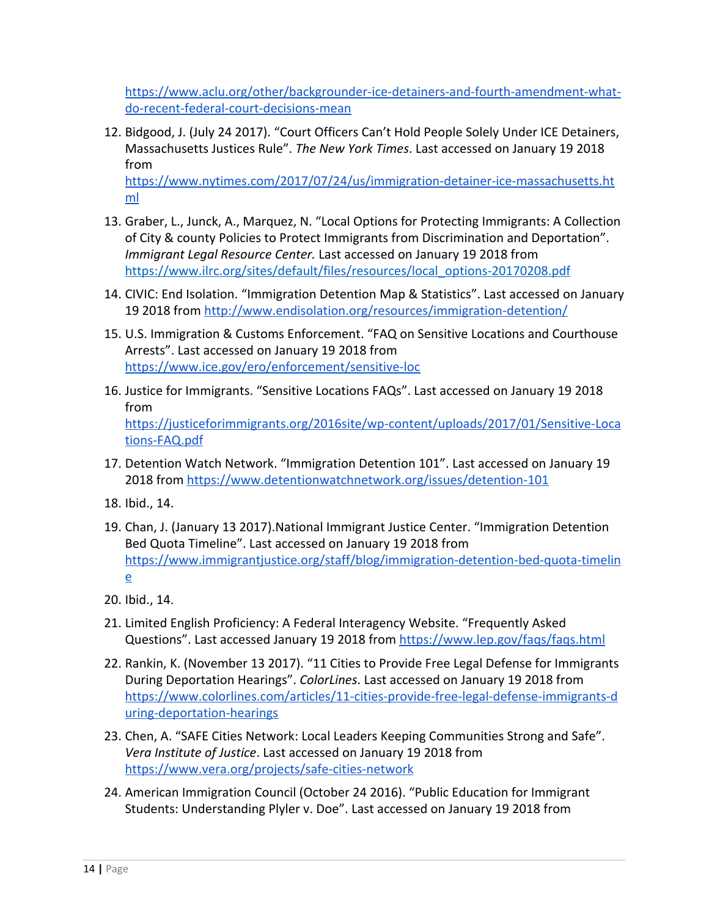https://www.aclu.org/other/backgrounder-ice-detainers-and-fourth-amendment-what-do-recent-federal-court-decisions-mean

12. Bidgood, J. (July 24 2017). "Court Officers Can't Hold People Solely Under ICE Detainers, Massachusetts Justices Rule". *The New York Times*. Last accessed on January 19 2018 from https://www.nytimes.com/2017/07/24/us/immigration-detainer-ice-massachusetts.html
13. Graber, L., Junck, A., Marquez, N. "Local Options for Protecting Immigrants: A Collection of City & county Policies to Protect Immigrants from Discrimination and Deportation". *Immigrant Legal Resource Center.* Last accessed on January 19 2018 from https://www.ilrc.org/sites/default/files/resources/local_options-20170208.pdf
14. CIVIC: End Isolation. "Immigration Detention Map & Statistics". Last accessed on January 19 2018 from http://www.endisolation.org/resources/immigration-detention/
15. U.S. Immigration & Customs Enforcement. "FAQ on Sensitive Locations and Courthouse Arrests". Last accessed on January 19 2018 from https://www.ice.gov/ero/enforcement/sensitive-loc
16. Justice for Immigrants. "Sensitive Locations FAQs". Last accessed on January 19 2018 from https://justiceforimmigrants.org/2016site/wp-content/uploads/2017/01/Sensitive-Locations-FAQ.pdf
17. Detention Watch Network. "Immigration Detention 101". Last accessed on January 19 2018 from https://www.detentionwatchnetwork.org/issues/detention-101
18. Ibid., 14.
19. Chan, J. (January 13 2017).National Immigrant Justice Center. "Immigration Detention Bed Quota Timeline". Last accessed on January 19 2018 from https://www.immigrantjustice.org/staff/blog/immigration-detention-bed-quota-timeline
20. Ibid., 14.
21. Limited English Proficiency: A Federal Interagency Website. "Frequently Asked Questions". Last accessed January 19 2018 from https://www.lep.gov/faqs/faqs.html
22. Rankin, K. (November 13 2017). "11 Cities to Provide Free Legal Defense for Immigrants During Deportation Hearings". *ColorLines*. Last accessed on January 19 2018 from https://www.colorlines.com/articles/11-cities-provide-free-legal-defense-immigrants-during-deportation-hearings
23. Chen, A. "SAFE Cities Network: Local Leaders Keeping Communities Strong and Safe". *Vera Institute of Justice*. Last accessed on January 19 2018 from https://www.vera.org/projects/safe-cities-network
24. American Immigration Council (October 24 2016). "Public Education for Immigrant Students: Understanding Plyler v. Doe". Last accessed on January 19 2018 from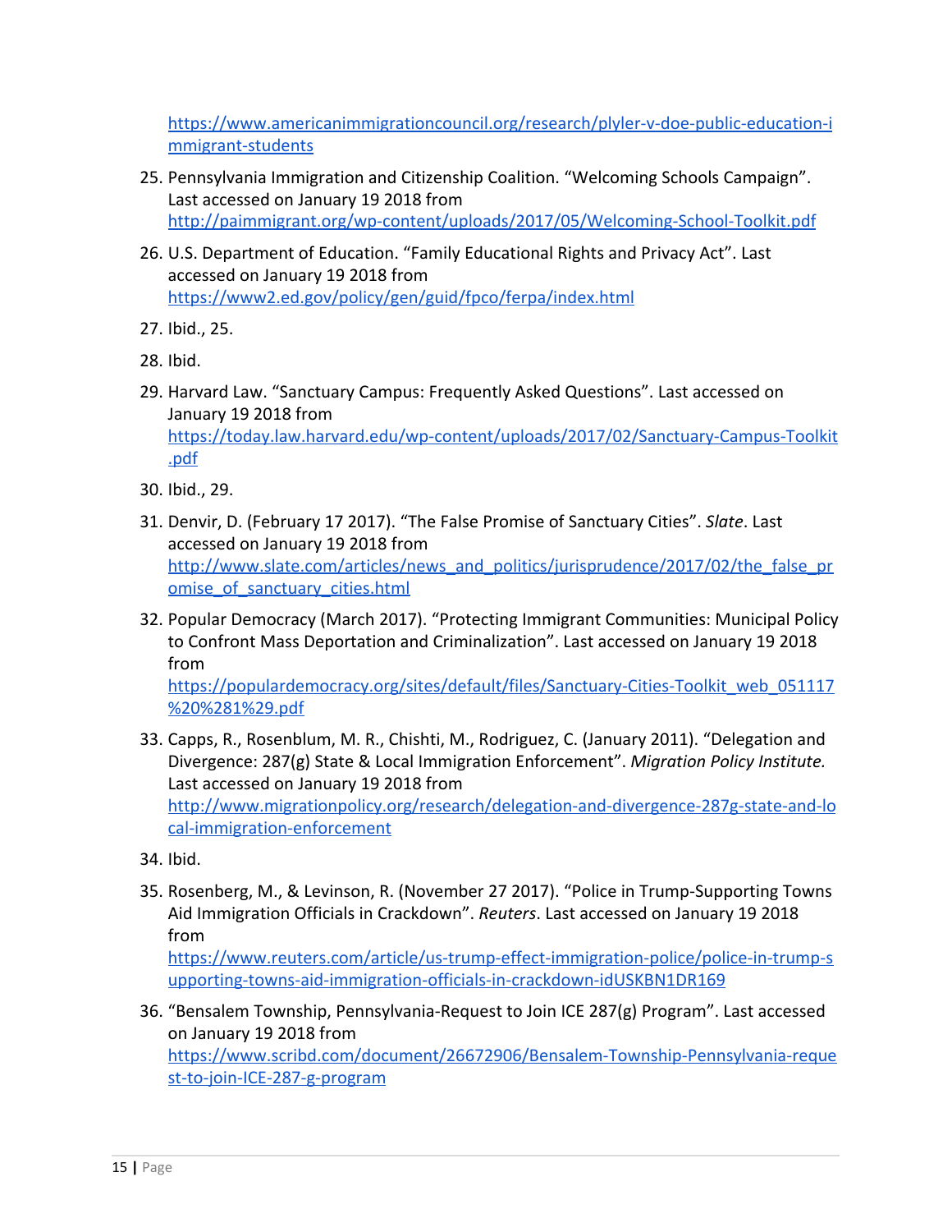https://www.americanimmigrationcouncil.org/research/plyler-v-doe-public-education-immigrant-students

25. Pennsylvania Immigration and Citizenship Coalition. “Welcoming Schools Campaign”. Last accessed on January 19 2018 from http://paimmigrant.org/wp-content/uploads/2017/05/Welcoming-School-Toolkit.pdf
26. U.S. Department of Education. “Family Educational Rights and Privacy Act”. Last accessed on January 19 2018 from https://www2.ed.gov/policy/gen/guid/fpco/ferpa/index.html
27. Ibid., 25.
28. Ibid.
29. Harvard Law. “Sanctuary Campus: Frequently Asked Questions”. Last accessed on January 19 2018 from https://today.law.harvard.edu/wp-content/uploads/2017/02/Sanctuary-Campus-Toolkit.pdf
30. Ibid., 29.
31. Denvir, D. (February 17 2017). “The False Promise of Sanctuary Cities”. *Slate*. Last accessed on January 19 2018 from http://www.slate.com/articles/news_and_politics/jurisprudence/2017/02/the_false_promise_of_sanctuary_cities.html
32. Popular Democracy (March 2017). “Protecting Immigrant Communities: Municipal Policy to Confront Mass Deportation and Criminalization”. Last accessed on January 19 2018 from https://populardemocracy.org/sites/default/files/Sanctuary-Cities-Toolkit_web_051117%20%281%29.pdf
33. Capps, R., Rosenblum, M. R., Chishti, M., Rodriguez, C. (January 2011). “Delegation and Divergence: 287(g) State & Local Immigration Enforcement”. *Migration Policy Institute.* Last accessed on January 19 2018 from http://www.migrationpolicy.org/research/delegation-and-divergence-287g-state-and-local-immigration-enforcement
34. Ibid.
35. Rosenberg, M., & Levinson, R. (November 27 2017). “Police in Trump-Supporting Towns Aid Immigration Officials in Crackdown”. *Reuters*. Last accessed on January 19 2018 from https://www.reuters.com/article/us-trump-effect-immigration-police/police-in-trump-supporting-towns-aid-immigration-officials-in-crackdown-idUSKBN1DR169
36. “Bensalem Township, Pennsylvania-Request to Join ICE 287(g) Program”. Last accessed on January 19 2018 from https://www.scribd.com/document/26672906/Bensalem-Township-Pennsylvania-request-to-join-ICE-287-g-program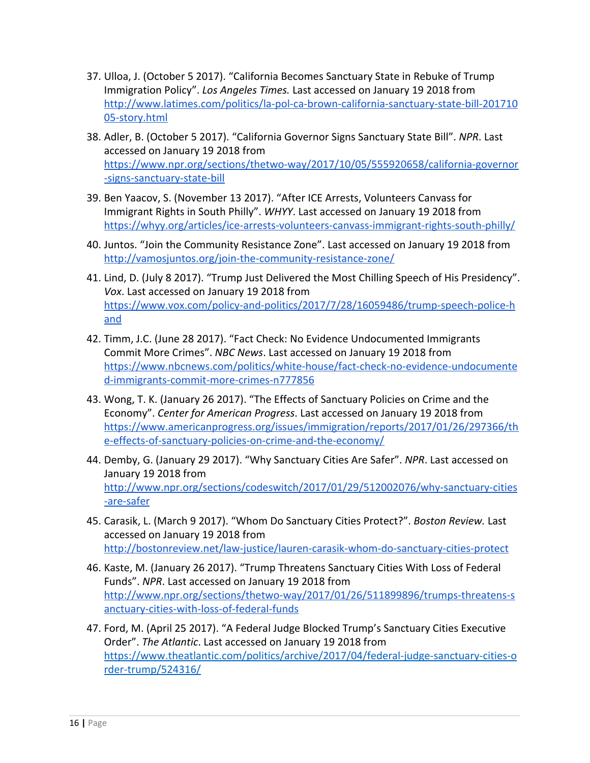37. Ulloa, J. (October 5 2017). “California Becomes Sanctuary State in Rebuke of Trump Immigration Policy”. *Los Angeles Times.* Last accessed on January 19 2018 from http://www.latimes.com/politics/la-pol-ca-brown-california-sanctuary-state-bill-20171005-story.html

38. Adler, B. (October 5 2017). “California Governor Signs Sanctuary State Bill”. *NPR*. Last accessed on January 19 2018 from https://www.npr.org/sections/thetwo-way/2017/10/05/555920658/california-governor-signs-sanctuary-state-bill

39. Ben Yaacov, S. (November 13 2017). “After ICE Arrests, Volunteers Canvass for Immigrant Rights in South Philly”. *WHYY*. Last accessed on January 19 2018 from https://whyy.org/articles/ice-arrests-volunteers-canvass-immigrant-rights-south-philly/

40. Juntos. “Join the Community Resistance Zone”. Last accessed on January 19 2018 from http://vamosjuntos.org/join-the-community-resistance-zone/

41. Lind, D. (July 8 2017). “Trump Just Delivered the Most Chilling Speech of His Presidency”. *Vox*. Last accessed on January 19 2018 from https://www.vox.com/policy-and-politics/2017/7/28/16059486/trump-speech-police-hand

42. Timm, J.C. (June 28 2017). “Fact Check: No Evidence Undocumented Immigrants Commit More Crimes”. *NBC News*. Last accessed on January 19 2018 from https://www.nbcnews.com/politics/white-house/fact-check-no-evidence-undocumented-immigrants-commit-more-crimes-n777856

43. Wong, T. K. (January 26 2017). “The Effects of Sanctuary Policies on Crime and the Economy”. *Center for American Progress*. Last accessed on January 19 2018 from https://www.americanprogress.org/issues/immigration/reports/2017/01/26/297366/the-effects-of-sanctuary-policies-on-crime-and-the-economy/

44. Demby, G. (January 29 2017). “Why Sanctuary Cities Are Safer”. *NPR*. Last accessed on January 19 2018 from http://www.npr.org/sections/codeswitch/2017/01/29/512002076/why-sanctuary-cities-are-safer

45. Carasik, L. (March 9 2017). “Whom Do Sanctuary Cities Protect?”. *Boston Review.* Last accessed on January 19 2018 from http://bostonreview.net/law-justice/lauren-carasik-whom-do-sanctuary-cities-protect

46. Kaste, M. (January 26 2017). “Trump Threatens Sanctuary Cities With Loss of Federal Funds”. *NPR*. Last accessed on January 19 2018 from http://www.npr.org/sections/thetwo-way/2017/01/26/511899896/trumps-threatens-sanctuary-cities-with-loss-of-federal-funds

47. Ford, M. (April 25 2017). “A Federal Judge Blocked Trump’s Sanctuary Cities Executive Order”. *The Atlantic*. Last accessed on January 19 2018 from https://www.theatlantic.com/politics/archive/2017/04/federal-judge-sanctuary-cities-order-trump/524316/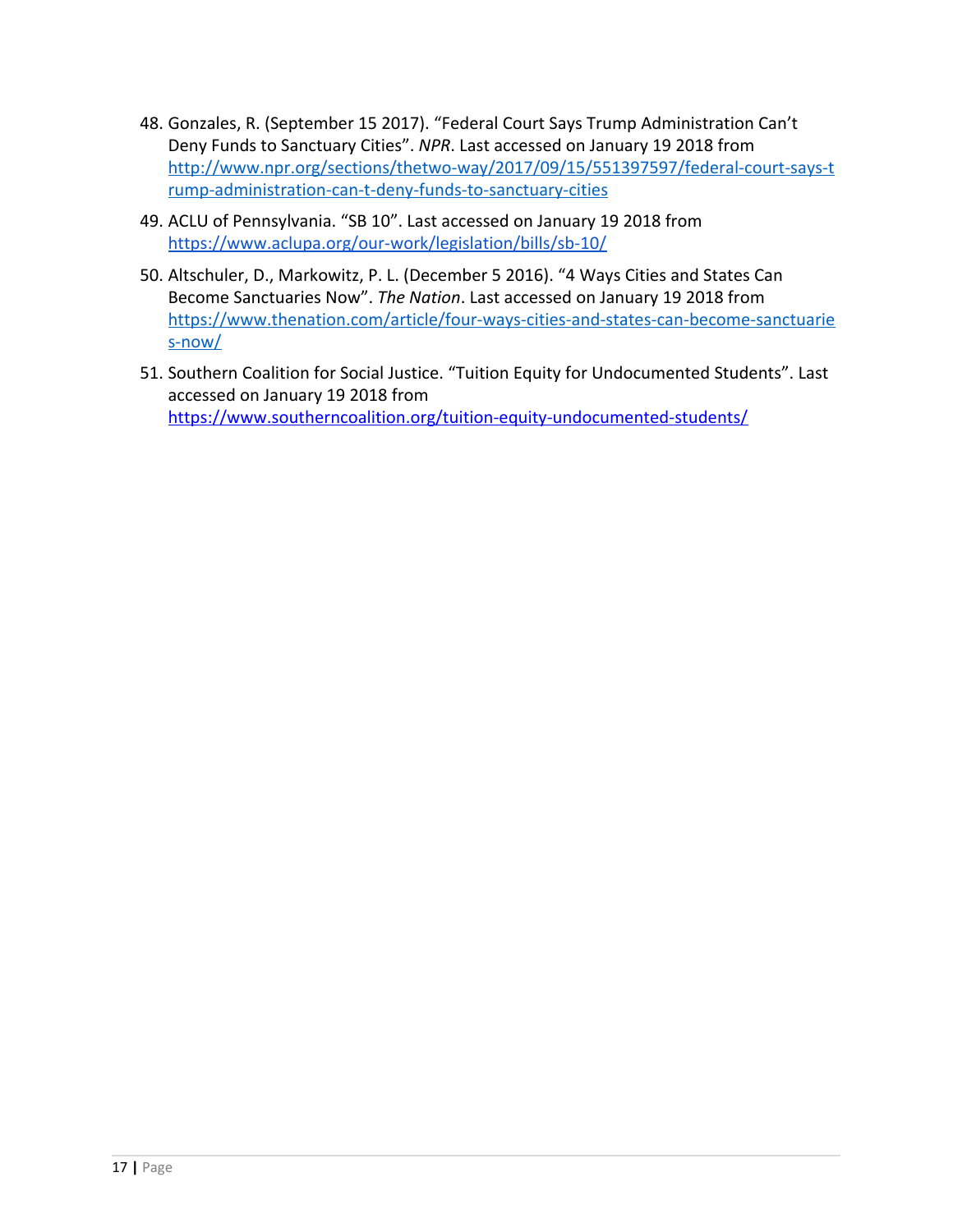48. Gonzales, R. (September 15 2017). “Federal Court Says Trump Administration Can’t Deny Funds to Sanctuary Cities”. *NPR*. Last accessed on January 19 2018 from http://www.npr.org/sections/thetwo-way/2017/09/15/551397597/federal-court-says-trump-administration-can-t-deny-funds-to-sanctuary-cities

49. ACLU of Pennsylvania. “SB 10”. Last accessed on January 19 2018 from https://www.aclupa.org/our-work/legislation/bills/sb-10/

50. Altschuler, D., Markowitz, P. L. (December 5 2016). “4 Ways Cities and States Can Become Sanctuaries Now”. *The Nation*. Last accessed on January 19 2018 from https://www.thenation.com/article/four-ways-cities-and-states-can-become-sanctuaries-now/

51. Southern Coalition for Social Justice. “Tuition Equity for Undocumented Students”. Last accessed on January 19 2018 from https://www.southerncoalition.org/tuition-equity-undocumented-students/